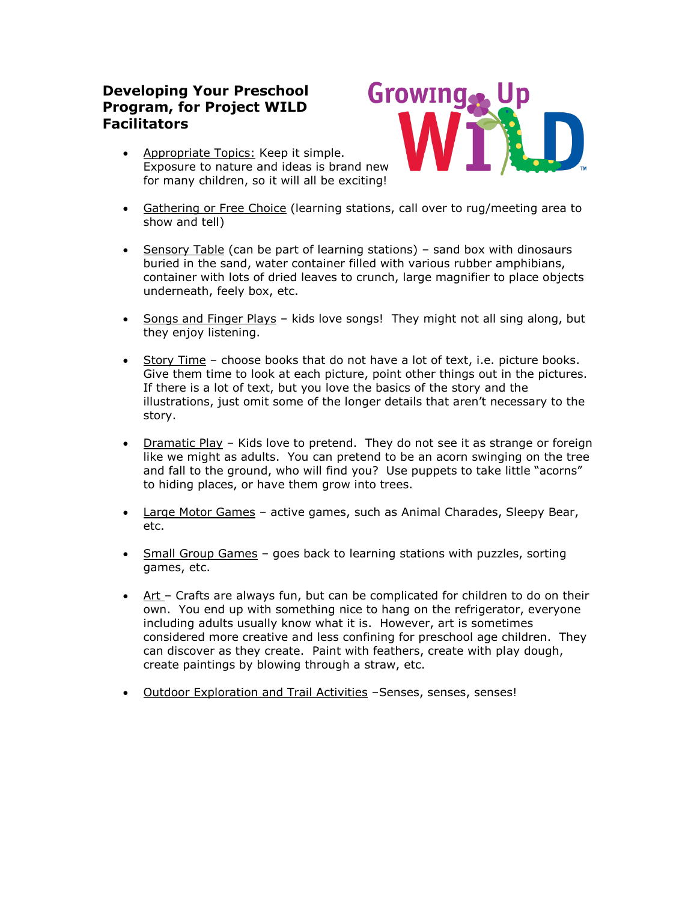# Developing Your Preschool Program, for Project WILD Facilitators

- Appropriate Topics: Keep it simple. Exposure to nature and ideas is brand new for many children, so it will all be exciting!

- Gathering or Free Choice (learning stations, call over to rug/meeting area to show and tell)

- Sensory Table (can be part of learning stations) – sand box with dinosaurs buried in the sand, water container filled with various rubber amphibians, container with lots of dried leaves to crunch, large magnifier to place objects underneath, feely box, etc.

- Songs and Finger Plays – kids love songs! They might not all sing along, but they enjoy listening.

- Story Time – choose books that do not have a lot of text, i.e. picture books. Give them time to look at each picture, point other things out in the pictures. If there is a lot of text, but you love the basics of the story and the illustrations, just omit some of the longer details that aren't necessary to the story.

- Dramatic Play – Kids love to pretend. They do not see it as strange or foreign like we might as adults. You can pretend to be an acorn swinging on the tree and fall to the ground, who will find you? Use puppets to take little "acorns" to hiding places, or have them grow into trees.

- Large Motor Games – active games, such as Animal Charades, Sleepy Bear, etc.

- Small Group Games – goes back to learning stations with puzzles, sorting games, etc.

- Art – Crafts are always fun, but can be complicated for children to do on their own. You end up with something nice to hang on the refrigerator, everyone including adults usually know what it is. However, art is sometimes considered more creative and less confining for preschool age children. They can discover as they create. Paint with feathers, create with play dough, create paintings by blowing through a straw, etc.

- Outdoor Exploration and Trail Activities –Senses, senses, senses!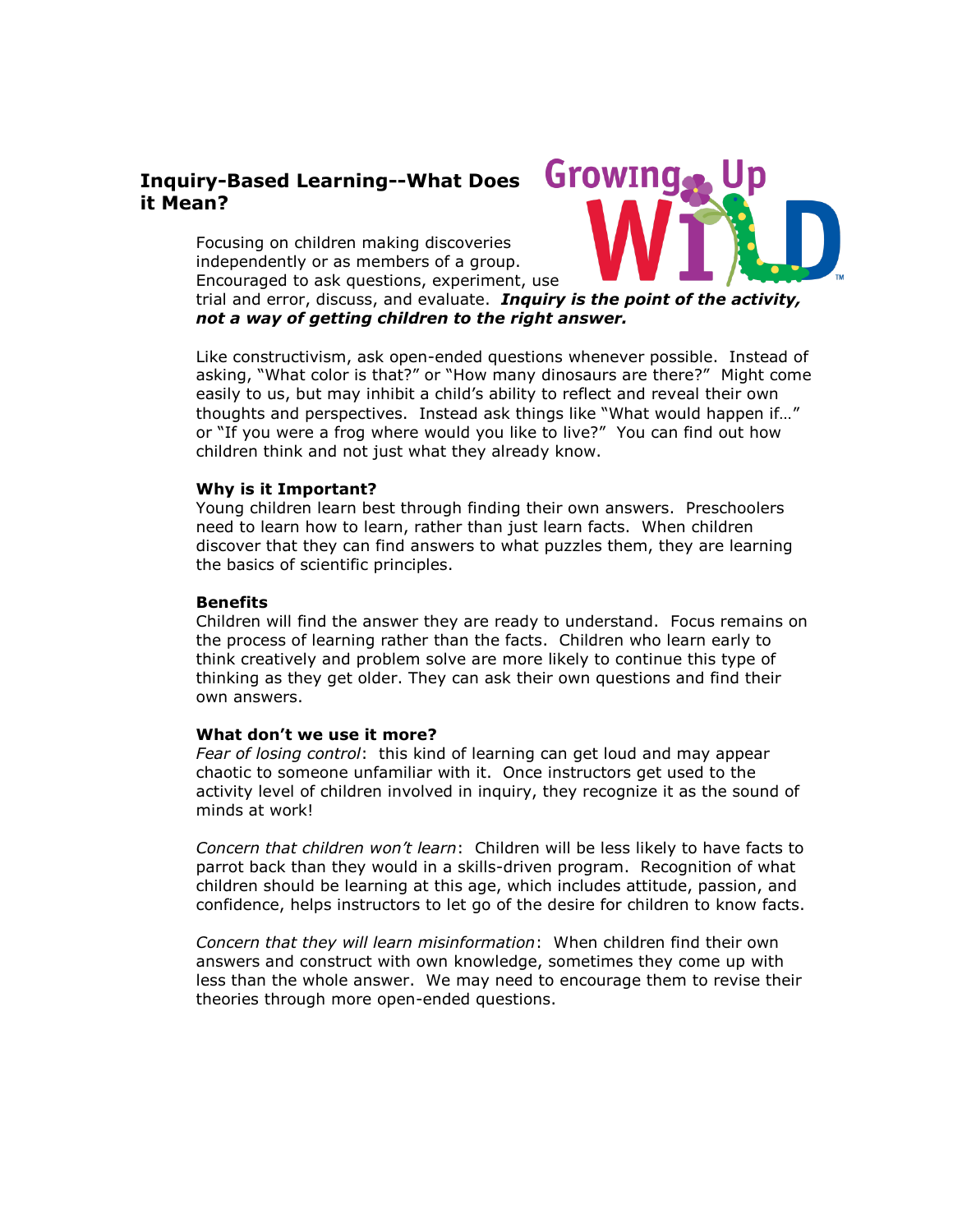## Inquiry-Based Learning--What Does it Mean?

Focusing on children making discoveries independently or as members of a group. Encouraged to ask questions, experiment, use trial and error, discuss, and evaluate. ***Inquiry is the point of the activity, not a way of getting children to the right answer.***

Like constructivism, ask open-ended questions whenever possible. Instead of asking, "What color is that?" or "How many dinosaurs are there?" Might come easily to us, but may inhibit a child's ability to reflect and reveal their own thoughts and perspectives. Instead ask things like "What would happen if…" or "If you were a frog where would you like to live?" You can find out how children think and not just what they already know.

**Why is it Important?**

Young children learn best through finding their own answers. Preschoolers need to learn how to learn, rather than just learn facts. When children discover that they can find answers to what puzzles them, they are learning the basics of scientific principles.

**Benefits**

Children will find the answer they are ready to understand. Focus remains on the process of learning rather than the facts. Children who learn early to think creatively and problem solve are more likely to continue this type of thinking as they get older. They can ask their own questions and find their own answers.

**What don't we use it more?**

*Fear of losing control*: this kind of learning can get loud and may appear chaotic to someone unfamiliar with it. Once instructors get used to the activity level of children involved in inquiry, they recognize it as the sound of minds at work!

*Concern that children won't learn*: Children will be less likely to have facts to parrot back than they would in a skills-driven program. Recognition of what children should be learning at this age, which includes attitude, passion, and confidence, helps instructors to let go of the desire for children to know facts.

*Concern that they will learn misinformation*: When children find their own answers and construct with own knowledge, sometimes they come up with less than the whole answer. We may need to encourage them to revise their theories through more open-ended questions.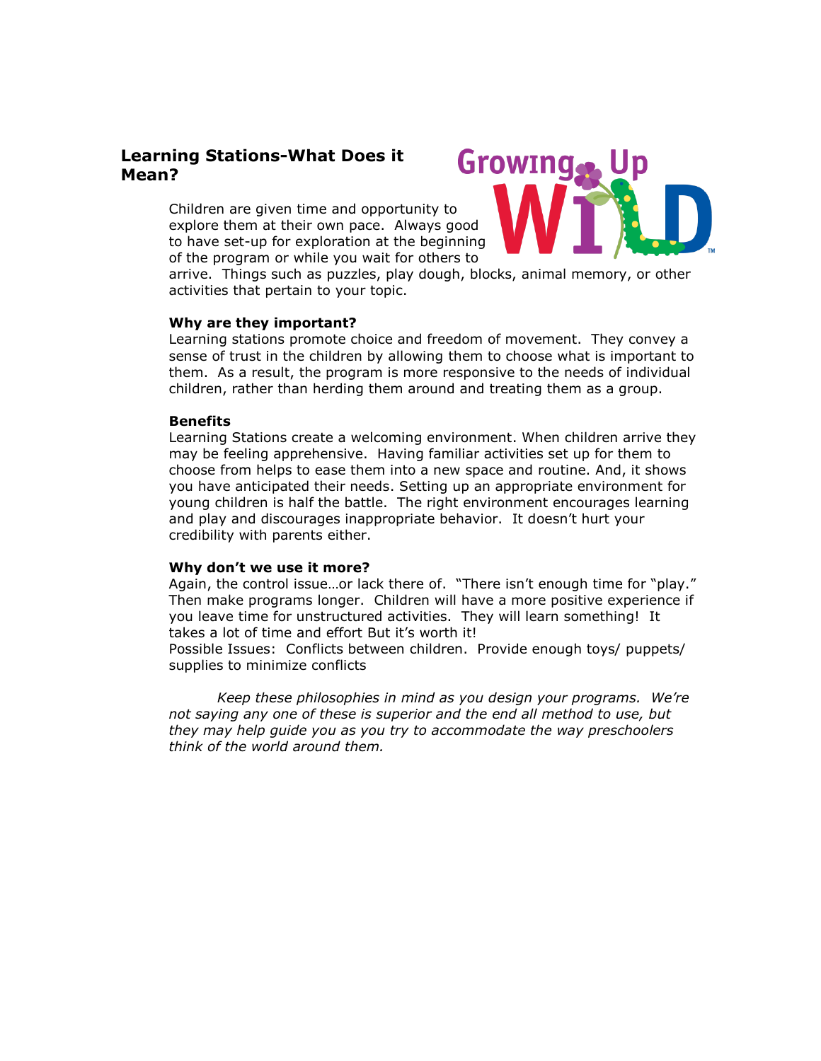## Learning Stations-What Does it Mean?

Children are given time and opportunity to explore them at their own pace. Always good to have set-up for exploration at the beginning of the program or while you wait for others to arrive. Things such as puzzles, play dough, blocks, animal memory, or other activities that pertain to your topic.

**Why are they important?**
Learning stations promote choice and freedom of movement. They convey a sense of trust in the children by allowing them to choose what is important to them. As a result, the program is more responsive to the needs of individual children, rather than herding them around and treating them as a group.

**Benefits**
Learning Stations create a welcoming environment. When children arrive they may be feeling apprehensive. Having familiar activities set up for them to choose from helps to ease them into a new space and routine. And, it shows you have anticipated their needs. Setting up an appropriate environment for young children is half the battle. The right environment encourages learning and play and discourages inappropriate behavior. It doesn't hurt your credibility with parents either.

**Why don't we use it more?**
Again, the control issue…or lack there of. "There isn't enough time for "play." Then make programs longer. Children will have a more positive experience if you leave time for unstructured activities. They will learn something! It takes a lot of time and effort But it's worth it!
Possible Issues: Conflicts between children. Provide enough toys/ puppets/ supplies to minimize conflicts

*Keep these philosophies in mind as you design your programs. We're not saying any one of these is superior and the end all method to use, but they may help guide you as you try to accommodate the way preschoolers think of the world around them.*